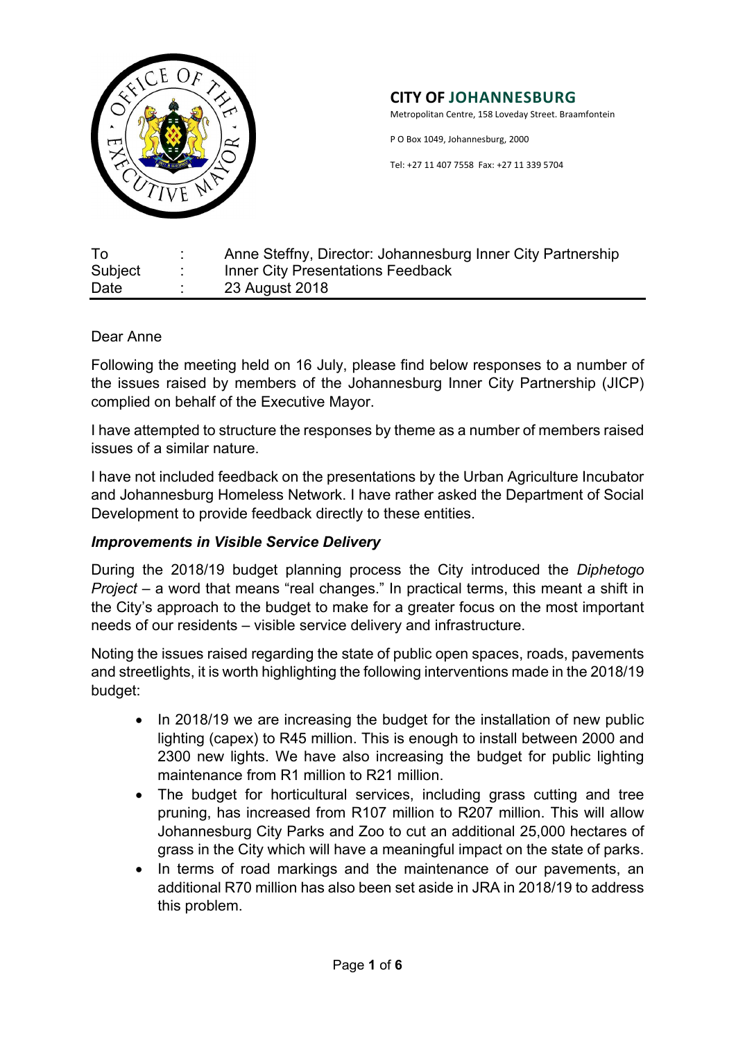**CITY OF JOHANNESBURG**

Metropolitan Centre, 158 Loveday Street. Braamfontein

P O Box 1049, Johannesburg, 2000

Tel: +27 11 407 7558 Fax: +27 11 339 5704

| | | |
|---|---|---|
| To | : | Anne Steffny, Director: Johannesburg Inner City Partnership |
| Subject | : | Inner City Presentations Feedback |
| Date | : | 23 August 2018 |

Dear Anne

Following the meeting held on 16 July, please find below responses to a number of the issues raised by members of the Johannesburg Inner City Partnership (JICP) complied on behalf of the Executive Mayor.

I have attempted to structure the responses by theme as a number of members raised issues of a similar nature.

I have not included feedback on the presentations by the Urban Agriculture Incubator and Johannesburg Homeless Network. I have rather asked the Department of Social Development to provide feedback directly to these entities.

### *Improvements in Visible Service Delivery*

During the 2018/19 budget planning process the City introduced the *Diphetogo Project* – a word that means "real changes." In practical terms, this meant a shift in the City's approach to the budget to make for a greater focus on the most important needs of our residents – visible service delivery and infrastructure.

Noting the issues raised regarding the state of public open spaces, roads, pavements and streetlights, it is worth highlighting the following interventions made in the 2018/19 budget:

- In 2018/19 we are increasing the budget for the installation of new public lighting (capex) to R45 million. This is enough to install between 2000 and 2300 new lights. We have also increasing the budget for public lighting maintenance from R1 million to R21 million.
- The budget for horticultural services, including grass cutting and tree pruning, has increased from R107 million to R207 million. This will allow Johannesburg City Parks and Zoo to cut an additional 25,000 hectares of grass in the City which will have a meaningful impact on the state of parks.
- In terms of road markings and the maintenance of our pavements, an additional R70 million has also been set aside in JRA in 2018/19 to address this problem.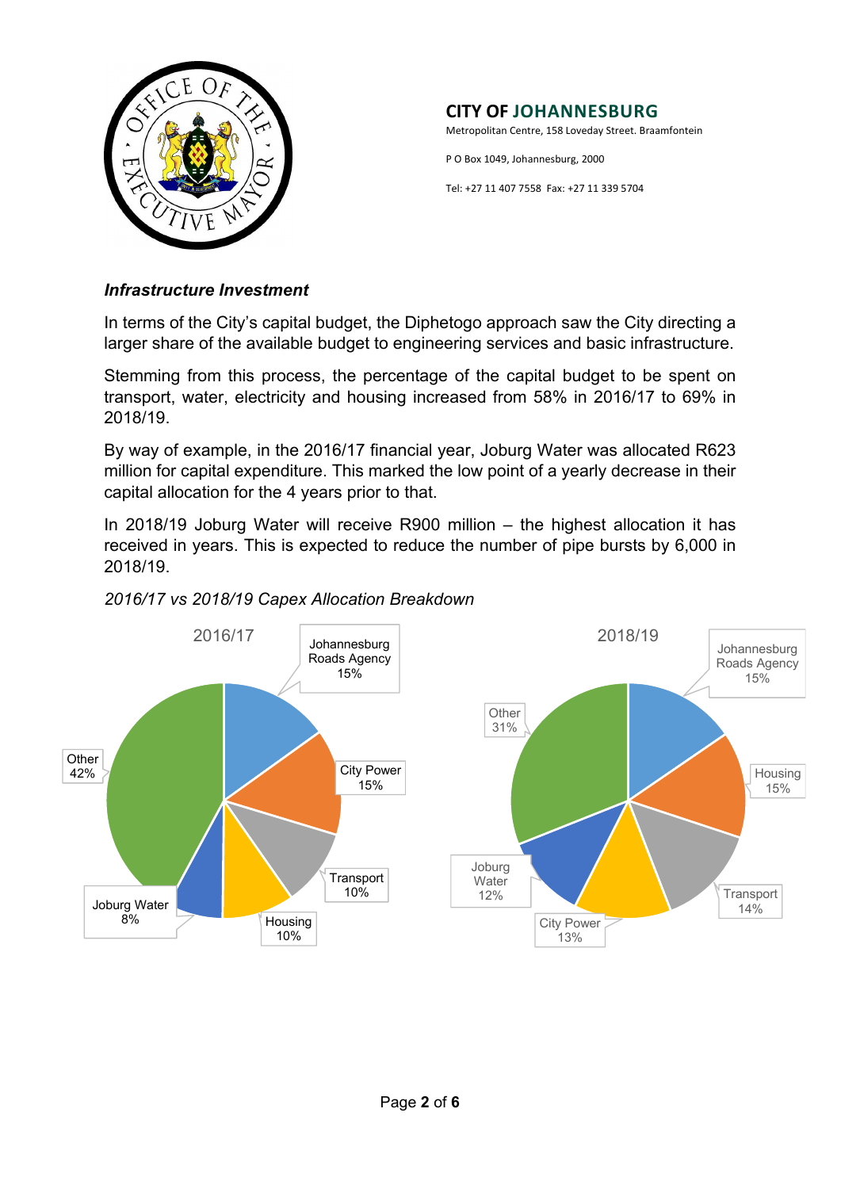**CITY OF JOHANNESBURG**

Metropolitan Centre, 158 Loveday Street. Braamfontein

P O Box 1049, Johannesburg, 2000

Tel: +27 11 407 7558 Fax: +27 11 339 5704

### *Infrastructure Investment*

In terms of the City's capital budget, the Diphetogo approach saw the City directing a larger share of the available budget to engineering services and basic infrastructure.

Stemming from this process, the percentage of the capital budget to be spent on transport, water, electricity and housing increased from 58% in 2016/17 to 69% in 2018/19.

By way of example, in the 2016/17 financial year, Joburg Water was allocated R623 million for capital expenditure. This marked the low point of a yearly decrease in their capital allocation for the 4 years prior to that.

In 2018/19 Joburg Water will receive R900 million – the highest allocation it has received in years. This is expected to reduce the number of pipe bursts by 6,000 in 2018/19.

*2016/17 vs 2018/19 Capex Allocation Breakdown*

| Entity | 2016/17 | 2018/19 |
| --- | --- | --- |
| Johannesburg Roads Agency | 15% | 15% |
| City Power | 15% | 13% |
| Transport | 10% | 14% |
| Housing | 10% | 15% |
| Joburg Water | 8% | 12% |
| Other | 42% | 31% |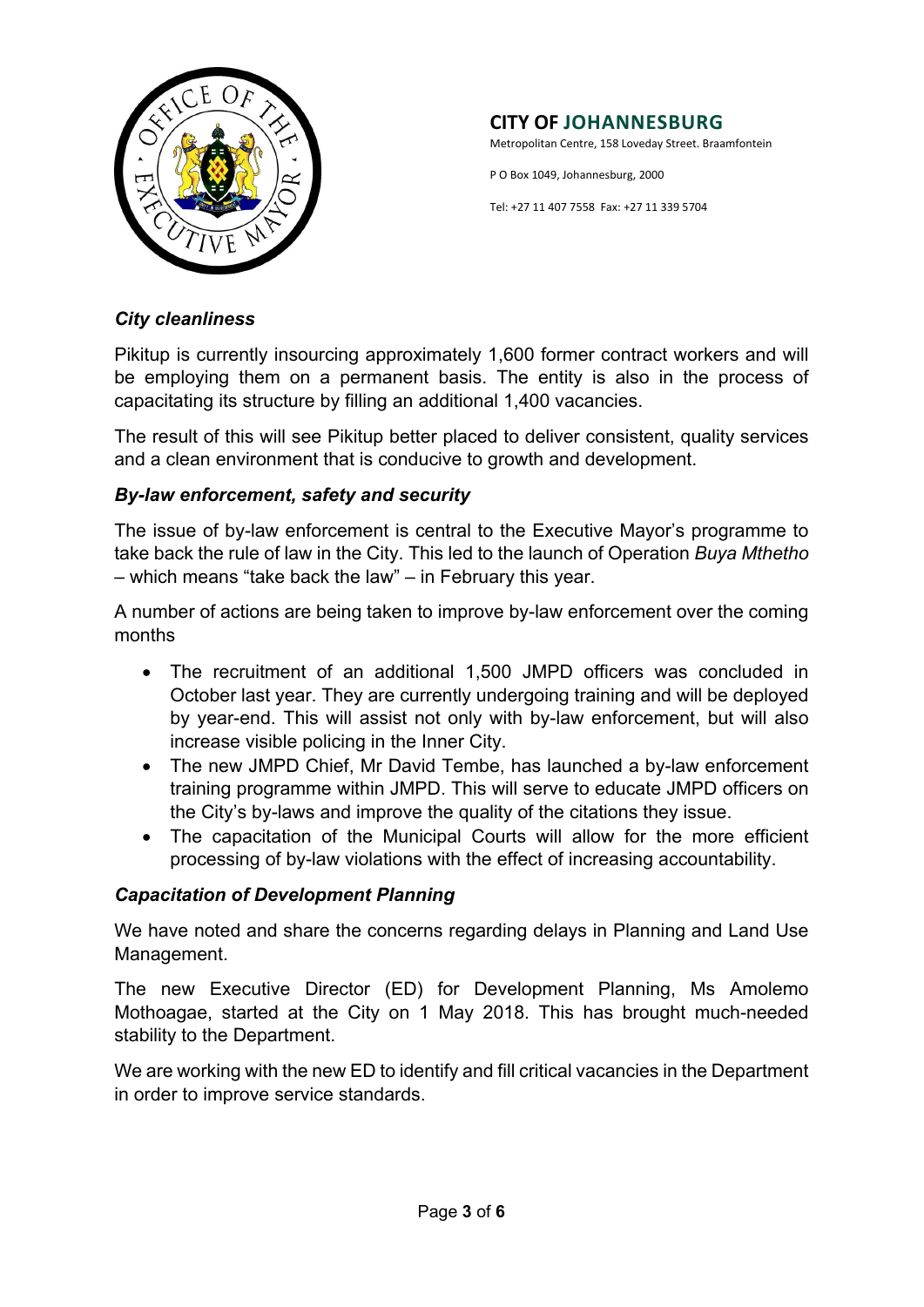### *City cleanliness*

Pikitup is currently insourcing approximately 1,600 former contract workers and will be employing them on a permanent basis. The entity is also in the process of capacitating its structure by filling an additional 1,400 vacancies.

The result of this will see Pikitup better placed to deliver consistent, quality services and a clean environment that is conducive to growth and development.

### *By-law enforcement, safety and security*

The issue of by-law enforcement is central to the Executive Mayor's programme to take back the rule of law in the City. This led to the launch of Operation *Buya Mthetho* – which means "take back the law" – in February this year.

A number of actions are being taken to improve by-law enforcement over the coming months

- The recruitment of an additional 1,500 JMPD officers was concluded in October last year. They are currently undergoing training and will be deployed by year-end. This will assist not only with by-law enforcement, but will also increase visible policing in the Inner City.
- The new JMPD Chief, Mr David Tembe, has launched a by-law enforcement training programme within JMPD. This will serve to educate JMPD officers on the City's by-laws and improve the quality of the citations they issue.
- The capacitation of the Municipal Courts will allow for the more efficient processing of by-law violations with the effect of increasing accountability.

### *Capacitation of Development Planning*

We have noted and share the concerns regarding delays in Planning and Land Use Management.

The new Executive Director (ED) for Development Planning, Ms Amolemo Mothoagae, started at the City on 1 May 2018. This has brought much-needed stability to the Department.

We are working with the new ED to identify and fill critical vacancies in the Department in order to improve service standards.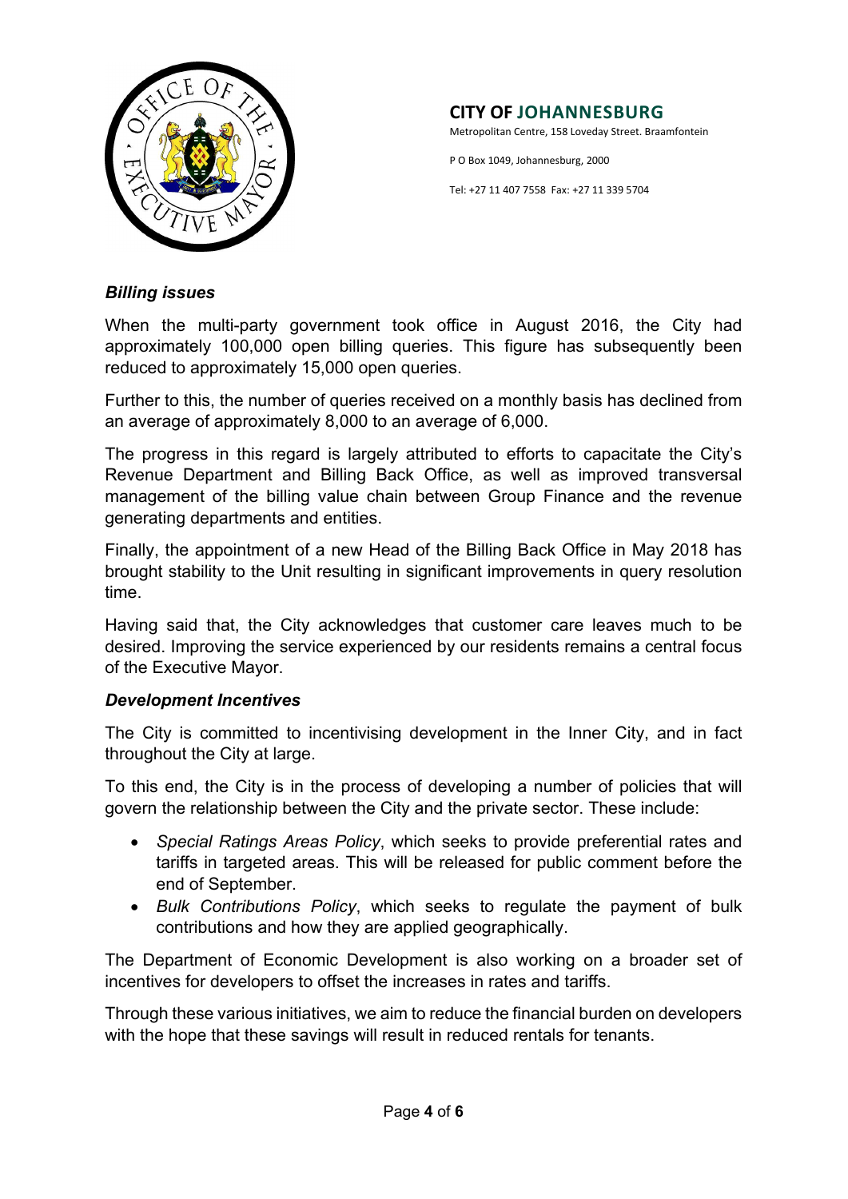**CITY OF JOHANNESBURG**
Metropolitan Centre, 158 Loveday Street. Braamfontein

P O Box 1049, Johannesburg, 2000

Tel: +27 11 407 7558 Fax: +27 11 339 5704

***Billing issues***

When the multi-party government took office in August 2016, the City had approximately 100,000 open billing queries. This figure has subsequently been reduced to approximately 15,000 open queries.

Further to this, the number of queries received on a monthly basis has declined from an average of approximately 8,000 to an average of 6,000.

The progress in this regard is largely attributed to efforts to capacitate the City's Revenue Department and Billing Back Office, as well as improved transversal management of the billing value chain between Group Finance and the revenue generating departments and entities.

Finally, the appointment of a new Head of the Billing Back Office in May 2018 has brought stability to the Unit resulting in significant improvements in query resolution time.

Having said that, the City acknowledges that customer care leaves much to be desired. Improving the service experienced by our residents remains a central focus of the Executive Mayor.

***Development Incentives***

The City is committed to incentivising development in the Inner City, and in fact throughout the City at large.

To this end, the City is in the process of developing a number of policies that will govern the relationship between the City and the private sector. These include:

- *Special Ratings Areas Policy*, which seeks to provide preferential rates and tariffs in targeted areas. This will be released for public comment before the end of September.
- *Bulk Contributions Policy*, which seeks to regulate the payment of bulk contributions and how they are applied geographically.

The Department of Economic Development is also working on a broader set of incentives for developers to offset the increases in rates and tariffs.

Through these various initiatives, we aim to reduce the financial burden on developers with the hope that these savings will result in reduced rentals for tenants.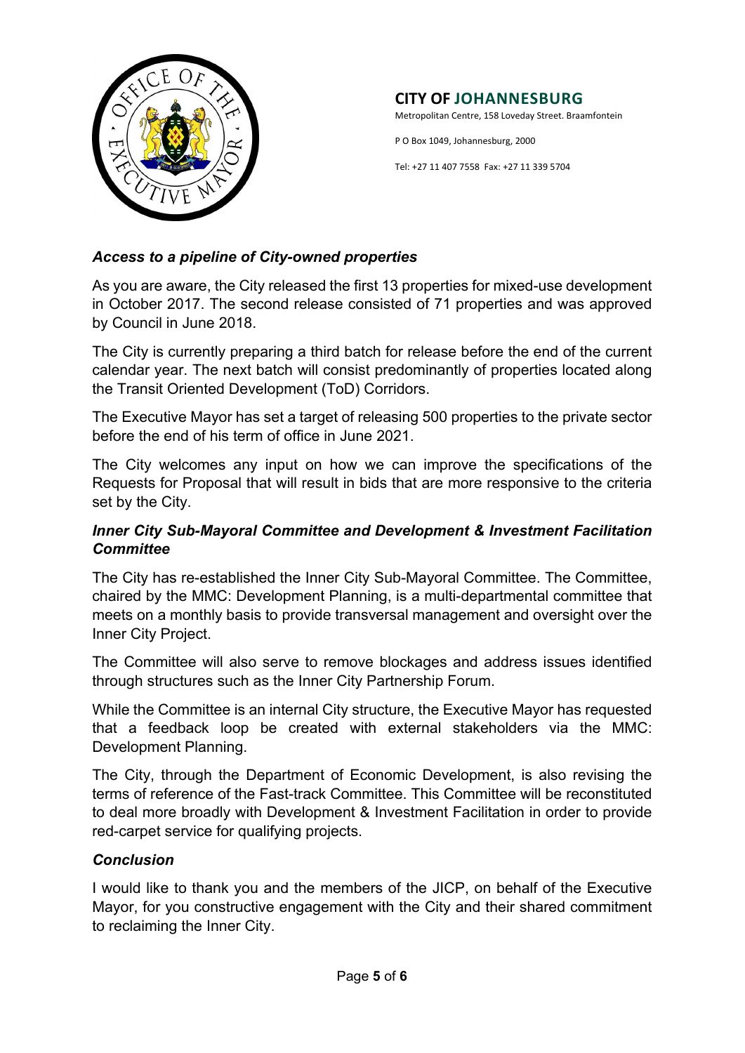**CITY OF JOHANNESBURG**
Metropolitan Centre, 158 Loveday Street. Braamfontein

P O Box 1049, Johannesburg, 2000

Tel: +27 11 407 7558 Fax: +27 11 339 5704

### *Access to a pipeline of City-owned properties*

As you are aware, the City released the first 13 properties for mixed-use development in October 2017. The second release consisted of 71 properties and was approved by Council in June 2018.

The City is currently preparing a third batch for release before the end of the current calendar year. The next batch will consist predominantly of properties located along the Transit Oriented Development (ToD) Corridors.

The Executive Mayor has set a target of releasing 500 properties to the private sector before the end of his term of office in June 2021.

The City welcomes any input on how we can improve the specifications of the Requests for Proposal that will result in bids that are more responsive to the criteria set by the City.

### *Inner City Sub-Mayoral Committee and Development & Investment Facilitation Committee*

The City has re-established the Inner City Sub-Mayoral Committee. The Committee, chaired by the MMC: Development Planning, is a multi-departmental committee that meets on a monthly basis to provide transversal management and oversight over the Inner City Project.

The Committee will also serve to remove blockages and address issues identified through structures such as the Inner City Partnership Forum.

While the Committee is an internal City structure, the Executive Mayor has requested that a feedback loop be created with external stakeholders via the MMC: Development Planning.

The City, through the Department of Economic Development, is also revising the terms of reference of the Fast-track Committee. This Committee will be reconstituted to deal more broadly with Development & Investment Facilitation in order to provide red-carpet service for qualifying projects.

### *Conclusion*

I would like to thank you and the members of the JICP, on behalf of the Executive Mayor, for you constructive engagement with the City and their shared commitment to reclaiming the Inner City.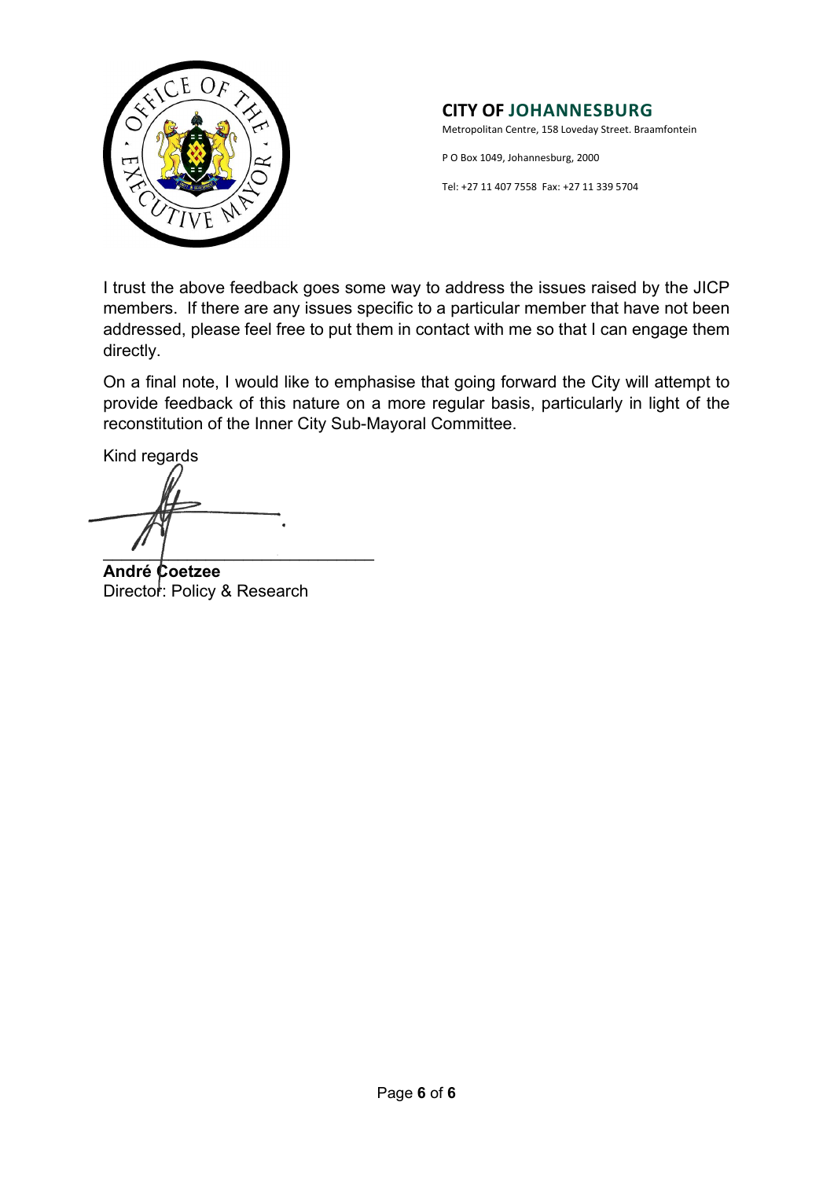**CITY OF JOHANNESBURG**
Metropolitan Centre, 158 Loveday Street. Braamfontein

P O Box 1049, Johannesburg, 2000

Tel: +27 11 407 7558 Fax: +27 11 339 5704

I trust the above feedback goes some way to address the issues raised by the JICP members. If there are any issues specific to a particular member that have not been addressed, please feel free to put them in contact with me so that I can engage them directly.

On a final note, I would like to emphasise that going forward the City will attempt to provide feedback of this nature on a more regular basis, particularly in light of the reconstitution of the Inner City Sub-Mayoral Committee.

Kind regards

**André Coetzee**
Director: Policy & Research